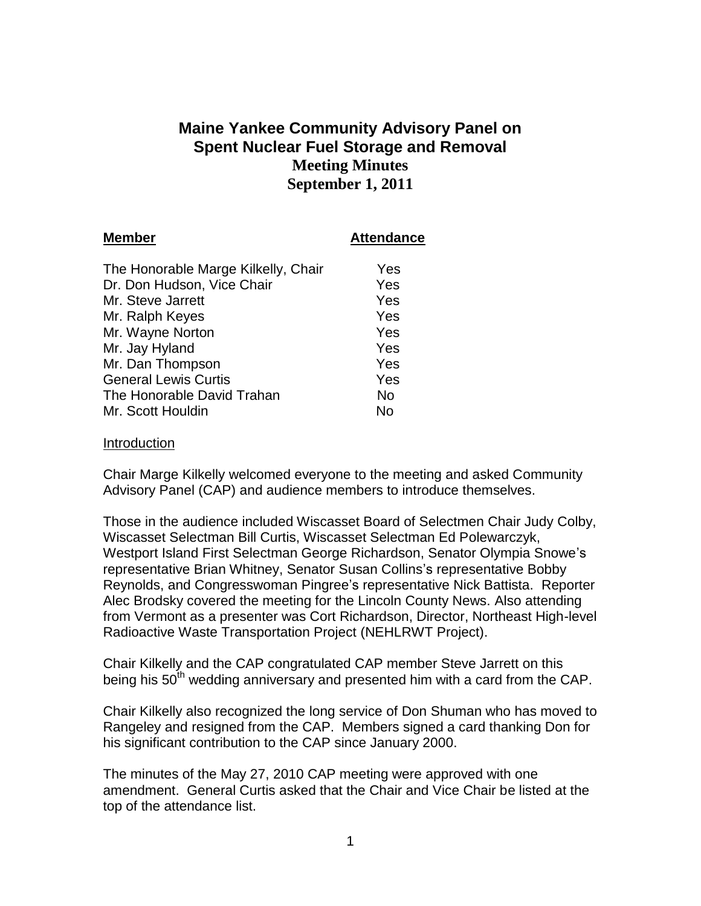# Maine Yankee Community Advisory Panel on Spent Nuclear Fuel Storage and Removal

## Meeting Minutes
## September 1, 2011

| **Member** | **Attendance** |
| --- | --- |
| The Honorable Marge Kilkelly, Chair | Yes |
| Dr. Don Hudson, Vice Chair | Yes |
| Mr. Steve Jarrett | Yes |
| Mr. Ralph Keyes | Yes |
| Mr. Wayne Norton | Yes |
| Mr. Jay Hyland | Yes |
| Mr. Dan Thompson | Yes |
| General Lewis Curtis | Yes |
| The Honorable David Trahan | No |
| Mr. Scott Houldin | No |

Introduction

Chair Marge Kilkelly welcomed everyone to the meeting and asked Community Advisory Panel (CAP) and audience members to introduce themselves.

Those in the audience included Wiscasset Board of Selectmen Chair Judy Colby, Wiscasset Selectman Bill Curtis, Wiscasset Selectman Ed Polewarczyk, Westport Island First Selectman George Richardson, Senator Olympia Snowe's representative Brian Whitney, Senator Susan Collins's representative Bobby Reynolds, and Congresswoman Pingree's representative Nick Battista. Reporter Alec Brodsky covered the meeting for the Lincoln County News. Also attending from Vermont as a presenter was Cort Richardson, Director, Northeast High-level Radioactive Waste Transportation Project (NEHLRWT Project).

Chair Kilkelly and the CAP congratulated CAP member Steve Jarrett on this being his 50th wedding anniversary and presented him with a card from the CAP.

Chair Kilkelly also recognized the long service of Don Shuman who has moved to Rangeley and resigned from the CAP. Members signed a card thanking Don for his significant contribution to the CAP since January 2000.

The minutes of the May 27, 2010 CAP meeting were approved with one amendment. General Curtis asked that the Chair and Vice Chair be listed at the top of the attendance list.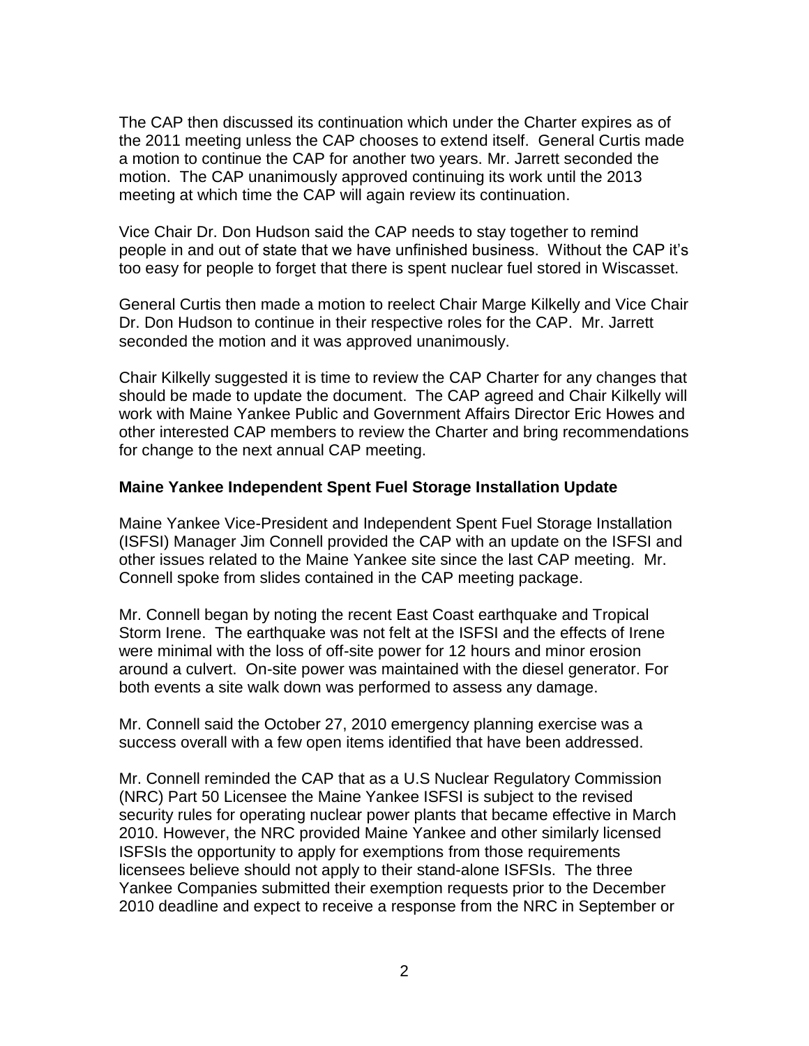The CAP then discussed its continuation which under the Charter expires as of the 2011 meeting unless the CAP chooses to extend itself. General Curtis made a motion to continue the CAP for another two years. Mr. Jarrett seconded the motion. The CAP unanimously approved continuing its work until the 2013 meeting at which time the CAP will again review its continuation.

Vice Chair Dr. Don Hudson said the CAP needs to stay together to remind people in and out of state that we have unfinished business. Without the CAP it's too easy for people to forget that there is spent nuclear fuel stored in Wiscasset.

General Curtis then made a motion to reelect Chair Marge Kilkelly and Vice Chair Dr. Don Hudson to continue in their respective roles for the CAP. Mr. Jarrett seconded the motion and it was approved unanimously.

Chair Kilkelly suggested it is time to review the CAP Charter for any changes that should be made to update the document. The CAP agreed and Chair Kilkelly will work with Maine Yankee Public and Government Affairs Director Eric Howes and other interested CAP members to review the Charter and bring recommendations for change to the next annual CAP meeting.

**Maine Yankee Independent Spent Fuel Storage Installation Update**

Maine Yankee Vice-President and Independent Spent Fuel Storage Installation (ISFSI) Manager Jim Connell provided the CAP with an update on the ISFSI and other issues related to the Maine Yankee site since the last CAP meeting. Mr. Connell spoke from slides contained in the CAP meeting package.

Mr. Connell began by noting the recent East Coast earthquake and Tropical Storm Irene. The earthquake was not felt at the ISFSI and the effects of Irene were minimal with the loss of off-site power for 12 hours and minor erosion around a culvert. On-site power was maintained with the diesel generator. For both events a site walk down was performed to assess any damage.

Mr. Connell said the October 27, 2010 emergency planning exercise was a success overall with a few open items identified that have been addressed.

Mr. Connell reminded the CAP that as a U.S Nuclear Regulatory Commission (NRC) Part 50 Licensee the Maine Yankee ISFSI is subject to the revised security rules for operating nuclear power plants that became effective in March 2010. However, the NRC provided Maine Yankee and other similarly licensed ISFSIs the opportunity to apply for exemptions from those requirements licensees believe should not apply to their stand-alone ISFSIs. The three Yankee Companies submitted their exemption requests prior to the December 2010 deadline and expect to receive a response from the NRC in September or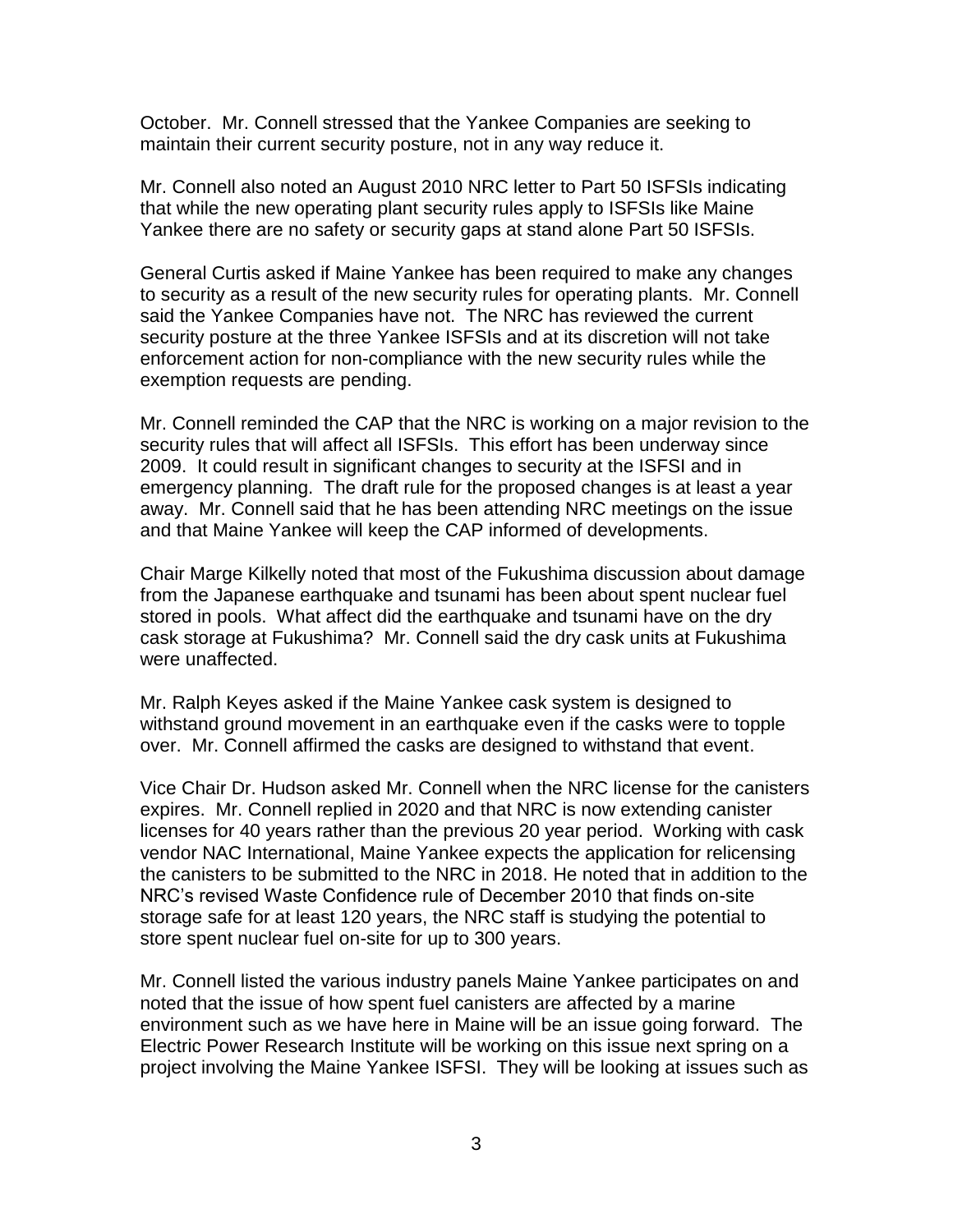October. Mr. Connell stressed that the Yankee Companies are seeking to maintain their current security posture, not in any way reduce it.

Mr. Connell also noted an August 2010 NRC letter to Part 50 ISFSIs indicating that while the new operating plant security rules apply to ISFSIs like Maine Yankee there are no safety or security gaps at stand alone Part 50 ISFSIs.

General Curtis asked if Maine Yankee has been required to make any changes to security as a result of the new security rules for operating plants. Mr. Connell said the Yankee Companies have not. The NRC has reviewed the current security posture at the three Yankee ISFSIs and at its discretion will not take enforcement action for non-compliance with the new security rules while the exemption requests are pending.

Mr. Connell reminded the CAP that the NRC is working on a major revision to the security rules that will affect all ISFSIs. This effort has been underway since 2009. It could result in significant changes to security at the ISFSI and in emergency planning. The draft rule for the proposed changes is at least a year away. Mr. Connell said that he has been attending NRC meetings on the issue and that Maine Yankee will keep the CAP informed of developments.

Chair Marge Kilkelly noted that most of the Fukushima discussion about damage from the Japanese earthquake and tsunami has been about spent nuclear fuel stored in pools. What affect did the earthquake and tsunami have on the dry cask storage at Fukushima? Mr. Connell said the dry cask units at Fukushima were unaffected.

Mr. Ralph Keyes asked if the Maine Yankee cask system is designed to withstand ground movement in an earthquake even if the casks were to topple over. Mr. Connell affirmed the casks are designed to withstand that event.

Vice Chair Dr. Hudson asked Mr. Connell when the NRC license for the canisters expires. Mr. Connell replied in 2020 and that NRC is now extending canister licenses for 40 years rather than the previous 20 year period. Working with cask vendor NAC International, Maine Yankee expects the application for relicensing the canisters to be submitted to the NRC in 2018. He noted that in addition to the NRC's revised Waste Confidence rule of December 2010 that finds on-site storage safe for at least 120 years, the NRC staff is studying the potential to store spent nuclear fuel on-site for up to 300 years.

Mr. Connell listed the various industry panels Maine Yankee participates on and noted that the issue of how spent fuel canisters are affected by a marine environment such as we have here in Maine will be an issue going forward. The Electric Power Research Institute will be working on this issue next spring on a project involving the Maine Yankee ISFSI. They will be looking at issues such as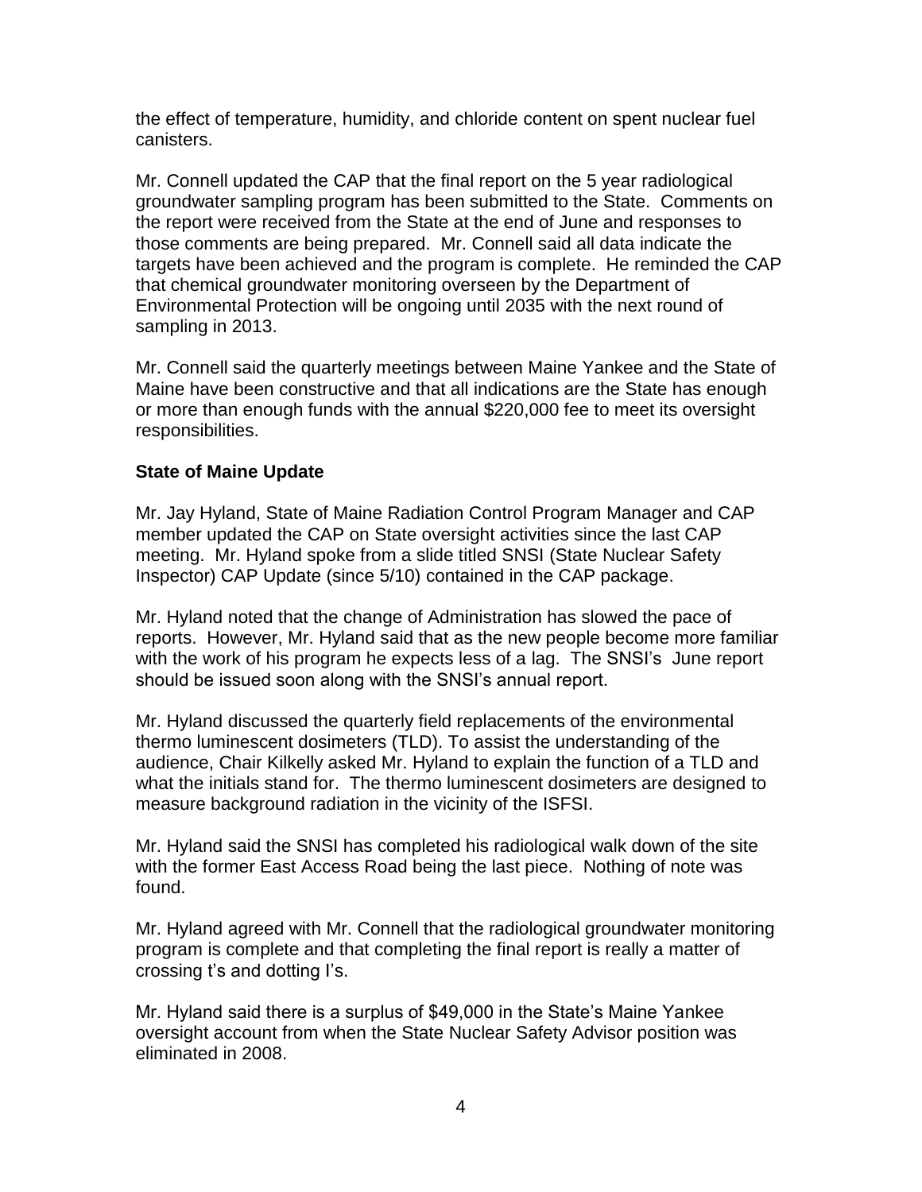the effect of temperature, humidity, and chloride content on spent nuclear fuel canisters.

Mr. Connell updated the CAP that the final report on the 5 year radiological groundwater sampling program has been submitted to the State. Comments on the report were received from the State at the end of June and responses to those comments are being prepared. Mr. Connell said all data indicate the targets have been achieved and the program is complete. He reminded the CAP that chemical groundwater monitoring overseen by the Department of Environmental Protection will be ongoing until 2035 with the next round of sampling in 2013.

Mr. Connell said the quarterly meetings between Maine Yankee and the State of Maine have been constructive and that all indications are the State has enough or more than enough funds with the annual $220,000 fee to meet its oversight responsibilities.

**State of Maine Update**

Mr. Jay Hyland, State of Maine Radiation Control Program Manager and CAP member updated the CAP on State oversight activities since the last CAP meeting. Mr. Hyland spoke from a slide titled SNSI (State Nuclear Safety Inspector) CAP Update (since 5/10) contained in the CAP package.

Mr. Hyland noted that the change of Administration has slowed the pace of reports. However, Mr. Hyland said that as the new people become more familiar with the work of his program he expects less of a lag. The SNSI's June report should be issued soon along with the SNSI's annual report.

Mr. Hyland discussed the quarterly field replacements of the environmental thermo luminescent dosimeters (TLD). To assist the understanding of the audience, Chair Kilkelly asked Mr. Hyland to explain the function of a TLD and what the initials stand for. The thermo luminescent dosimeters are designed to measure background radiation in the vicinity of the ISFSI.

Mr. Hyland said the SNSI has completed his radiological walk down of the site with the former East Access Road being the last piece. Nothing of note was found.

Mr. Hyland agreed with Mr. Connell that the radiological groundwater monitoring program is complete and that completing the final report is really a matter of crossing t's and dotting I's.

Mr. Hyland said there is a surplus of $49,000 in the State's Maine Yankee oversight account from when the State Nuclear Safety Advisor position was eliminated in 2008.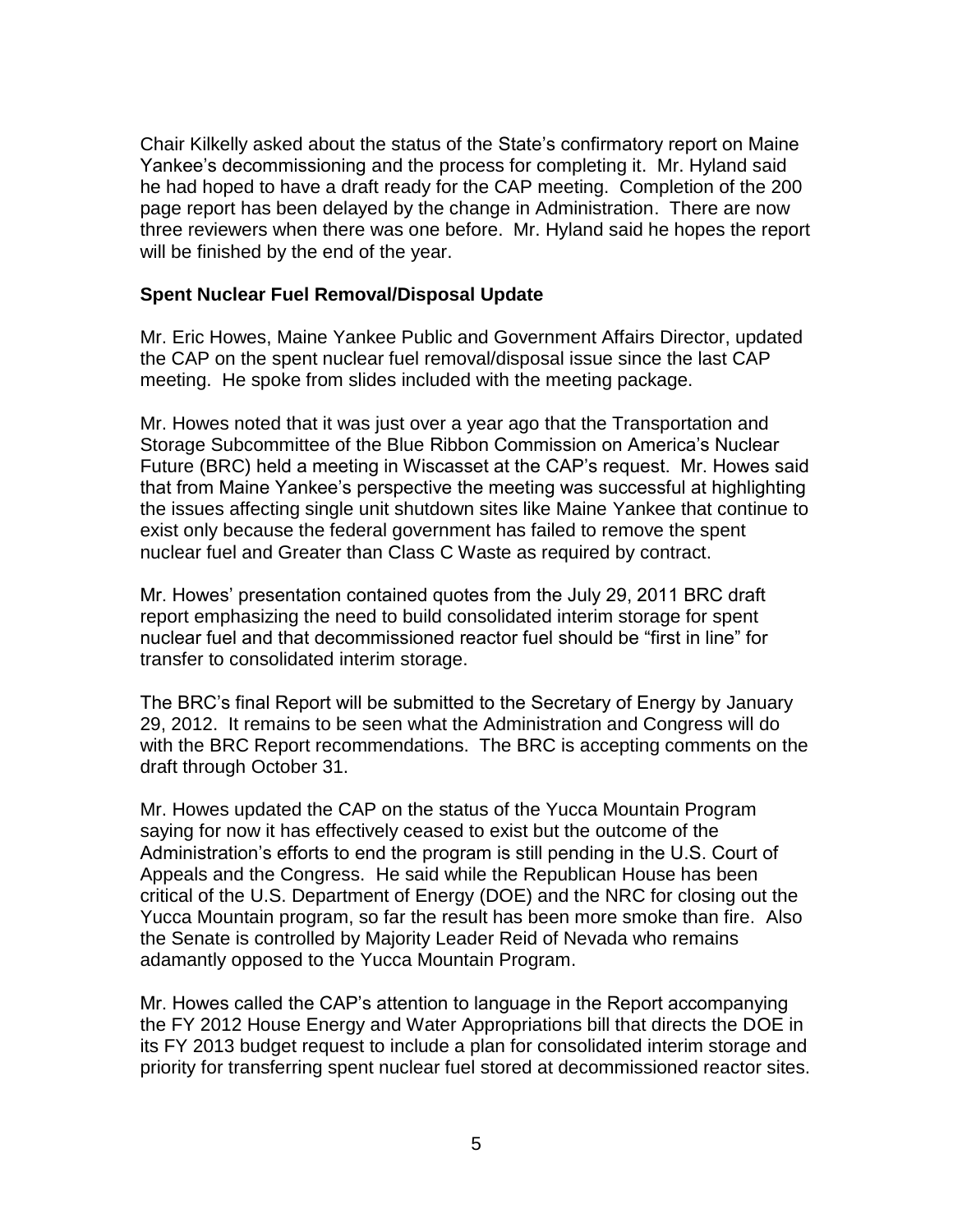Chair Kilkelly asked about the status of the State's confirmatory report on Maine Yankee's decommissioning and the process for completing it. Mr. Hyland said he had hoped to have a draft ready for the CAP meeting. Completion of the 200 page report has been delayed by the change in Administration. There are now three reviewers when there was one before. Mr. Hyland said he hopes the report will be finished by the end of the year.

**Spent Nuclear Fuel Removal/Disposal Update**

Mr. Eric Howes, Maine Yankee Public and Government Affairs Director, updated the CAP on the spent nuclear fuel removal/disposal issue since the last CAP meeting. He spoke from slides included with the meeting package.

Mr. Howes noted that it was just over a year ago that the Transportation and Storage Subcommittee of the Blue Ribbon Commission on America's Nuclear Future (BRC) held a meeting in Wiscasset at the CAP's request. Mr. Howes said that from Maine Yankee's perspective the meeting was successful at highlighting the issues affecting single unit shutdown sites like Maine Yankee that continue to exist only because the federal government has failed to remove the spent nuclear fuel and Greater than Class C Waste as required by contract.

Mr. Howes' presentation contained quotes from the July 29, 2011 BRC draft report emphasizing the need to build consolidated interim storage for spent nuclear fuel and that decommissioned reactor fuel should be "first in line" for transfer to consolidated interim storage.

The BRC's final Report will be submitted to the Secretary of Energy by January 29, 2012. It remains to be seen what the Administration and Congress will do with the BRC Report recommendations. The BRC is accepting comments on the draft through October 31.

Mr. Howes updated the CAP on the status of the Yucca Mountain Program saying for now it has effectively ceased to exist but the outcome of the Administration's efforts to end the program is still pending in the U.S. Court of Appeals and the Congress. He said while the Republican House has been critical of the U.S. Department of Energy (DOE) and the NRC for closing out the Yucca Mountain program, so far the result has been more smoke than fire. Also the Senate is controlled by Majority Leader Reid of Nevada who remains adamantly opposed to the Yucca Mountain Program.

Mr. Howes called the CAP's attention to language in the Report accompanying the FY 2012 House Energy and Water Appropriations bill that directs the DOE in its FY 2013 budget request to include a plan for consolidated interim storage and priority for transferring spent nuclear fuel stored at decommissioned reactor sites.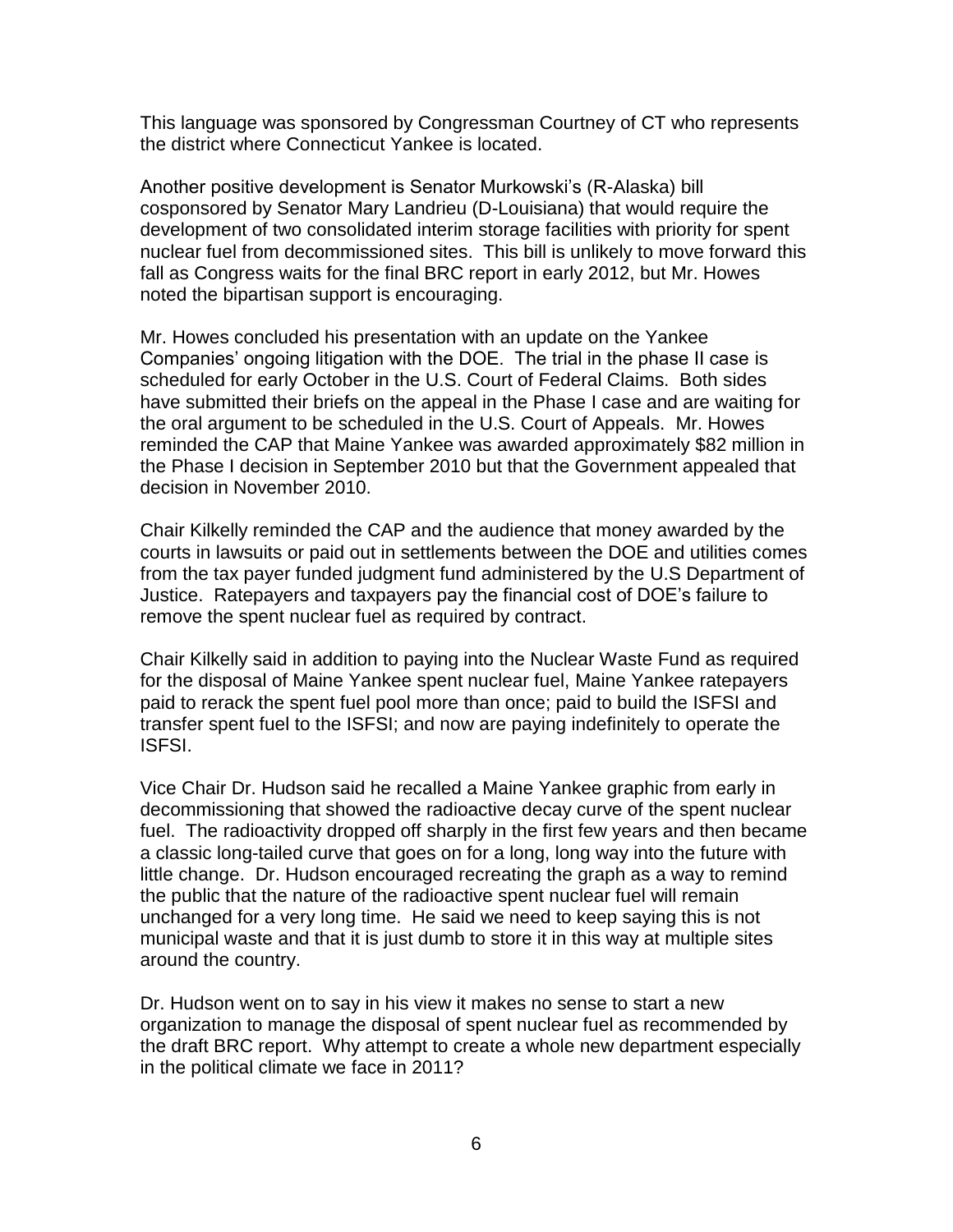This language was sponsored by Congressman Courtney of CT who represents the district where Connecticut Yankee is located.

Another positive development is Senator Murkowski's (R-Alaska) bill cosponsored by Senator Mary Landrieu (D-Louisiana) that would require the development of two consolidated interim storage facilities with priority for spent nuclear fuel from decommissioned sites. This bill is unlikely to move forward this fall as Congress waits for the final BRC report in early 2012, but Mr. Howes noted the bipartisan support is encouraging.

Mr. Howes concluded his presentation with an update on the Yankee Companies' ongoing litigation with the DOE. The trial in the phase II case is scheduled for early October in the U.S. Court of Federal Claims. Both sides have submitted their briefs on the appeal in the Phase I case and are waiting for the oral argument to be scheduled in the U.S. Court of Appeals. Mr. Howes reminded the CAP that Maine Yankee was awarded approximately $82 million in the Phase I decision in September 2010 but that the Government appealed that decision in November 2010.

Chair Kilkelly reminded the CAP and the audience that money awarded by the courts in lawsuits or paid out in settlements between the DOE and utilities comes from the tax payer funded judgment fund administered by the U.S Department of Justice. Ratepayers and taxpayers pay the financial cost of DOE's failure to remove the spent nuclear fuel as required by contract.

Chair Kilkelly said in addition to paying into the Nuclear Waste Fund as required for the disposal of Maine Yankee spent nuclear fuel, Maine Yankee ratepayers paid to rerack the spent fuel pool more than once; paid to build the ISFSI and transfer spent fuel to the ISFSI; and now are paying indefinitely to operate the ISFSI.

Vice Chair Dr. Hudson said he recalled a Maine Yankee graphic from early in decommissioning that showed the radioactive decay curve of the spent nuclear fuel. The radioactivity dropped off sharply in the first few years and then became a classic long-tailed curve that goes on for a long, long way into the future with little change. Dr. Hudson encouraged recreating the graph as a way to remind the public that the nature of the radioactive spent nuclear fuel will remain unchanged for a very long time. He said we need to keep saying this is not municipal waste and that it is just dumb to store it in this way at multiple sites around the country.

Dr. Hudson went on to say in his view it makes no sense to start a new organization to manage the disposal of spent nuclear fuel as recommended by the draft BRC report. Why attempt to create a whole new department especially in the political climate we face in 2011?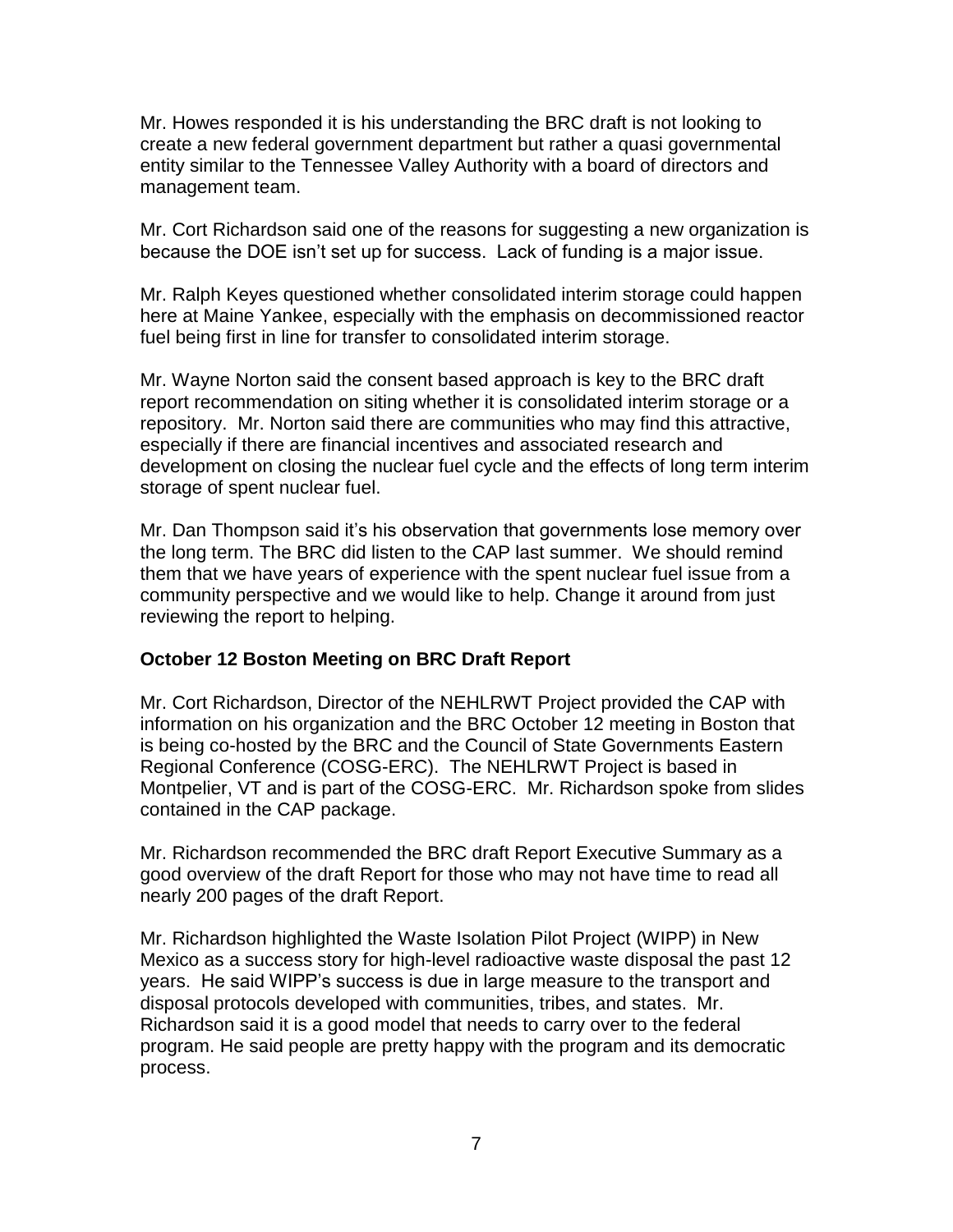Mr. Howes responded it is his understanding the BRC draft is not looking to create a new federal government department but rather a quasi governmental entity similar to the Tennessee Valley Authority with a board of directors and management team.

Mr. Cort Richardson said one of the reasons for suggesting a new organization is because the DOE isn't set up for success. Lack of funding is a major issue.

Mr. Ralph Keyes questioned whether consolidated interim storage could happen here at Maine Yankee, especially with the emphasis on decommissioned reactor fuel being first in line for transfer to consolidated interim storage.

Mr. Wayne Norton said the consent based approach is key to the BRC draft report recommendation on siting whether it is consolidated interim storage or a repository. Mr. Norton said there are communities who may find this attractive, especially if there are financial incentives and associated research and development on closing the nuclear fuel cycle and the effects of long term interim storage of spent nuclear fuel.

Mr. Dan Thompson said it's his observation that governments lose memory over the long term. The BRC did listen to the CAP last summer. We should remind them that we have years of experience with the spent nuclear fuel issue from a community perspective and we would like to help. Change it around from just reviewing the report to helping.

**October 12 Boston Meeting on BRC Draft Report**

Mr. Cort Richardson, Director of the NEHLRWT Project provided the CAP with information on his organization and the BRC October 12 meeting in Boston that is being co-hosted by the BRC and the Council of State Governments Eastern Regional Conference (COSG-ERC). The NEHLRWT Project is based in Montpelier, VT and is part of the COSG-ERC. Mr. Richardson spoke from slides contained in the CAP package.

Mr. Richardson recommended the BRC draft Report Executive Summary as a good overview of the draft Report for those who may not have time to read all nearly 200 pages of the draft Report.

Mr. Richardson highlighted the Waste Isolation Pilot Project (WIPP) in New Mexico as a success story for high-level radioactive waste disposal the past 12 years. He said WIPP's success is due in large measure to the transport and disposal protocols developed with communities, tribes, and states. Mr. Richardson said it is a good model that needs to carry over to the federal program. He said people are pretty happy with the program and its democratic process.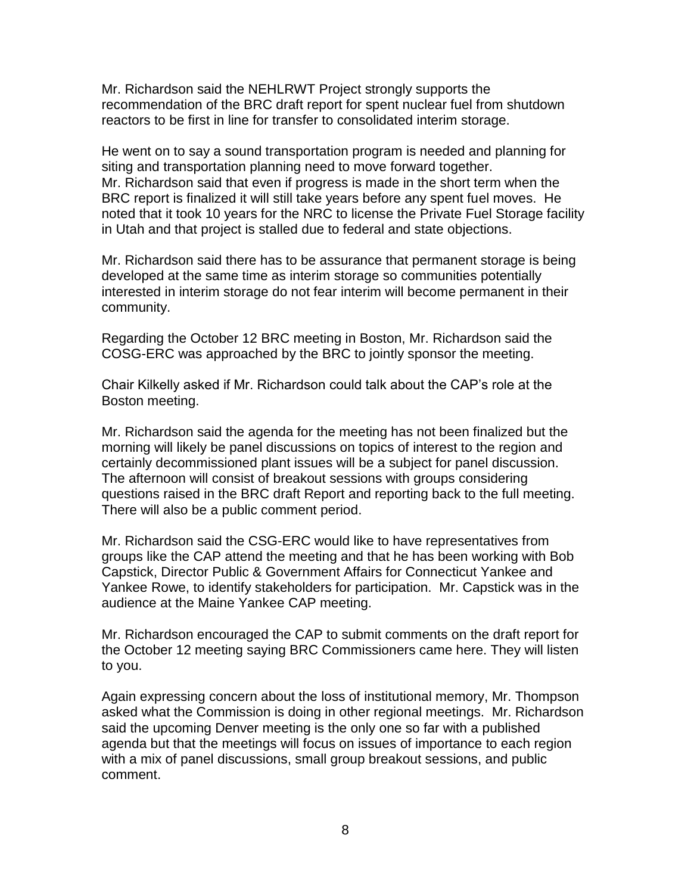Mr. Richardson said the NEHLRWT Project strongly supports the recommendation of the BRC draft report for spent nuclear fuel from shutdown reactors to be first in line for transfer to consolidated interim storage.

He went on to say a sound transportation program is needed and planning for siting and transportation planning need to move forward together. Mr. Richardson said that even if progress is made in the short term when the BRC report is finalized it will still take years before any spent fuel moves. He noted that it took 10 years for the NRC to license the Private Fuel Storage facility in Utah and that project is stalled due to federal and state objections.

Mr. Richardson said there has to be assurance that permanent storage is being developed at the same time as interim storage so communities potentially interested in interim storage do not fear interim will become permanent in their community.

Regarding the October 12 BRC meeting in Boston, Mr. Richardson said the COSG-ERC was approached by the BRC to jointly sponsor the meeting.

Chair Kilkelly asked if Mr. Richardson could talk about the CAP's role at the Boston meeting.

Mr. Richardson said the agenda for the meeting has not been finalized but the morning will likely be panel discussions on topics of interest to the region and certainly decommissioned plant issues will be a subject for panel discussion. The afternoon will consist of breakout sessions with groups considering questions raised in the BRC draft Report and reporting back to the full meeting. There will also be a public comment period.

Mr. Richardson said the CSG-ERC would like to have representatives from groups like the CAP attend the meeting and that he has been working with Bob Capstick, Director Public & Government Affairs for Connecticut Yankee and Yankee Rowe, to identify stakeholders for participation. Mr. Capstick was in the audience at the Maine Yankee CAP meeting.

Mr. Richardson encouraged the CAP to submit comments on the draft report for the October 12 meeting saying BRC Commissioners came here. They will listen to you.

Again expressing concern about the loss of institutional memory, Mr. Thompson asked what the Commission is doing in other regional meetings. Mr. Richardson said the upcoming Denver meeting is the only one so far with a published agenda but that the meetings will focus on issues of importance to each region with a mix of panel discussions, small group breakout sessions, and public comment.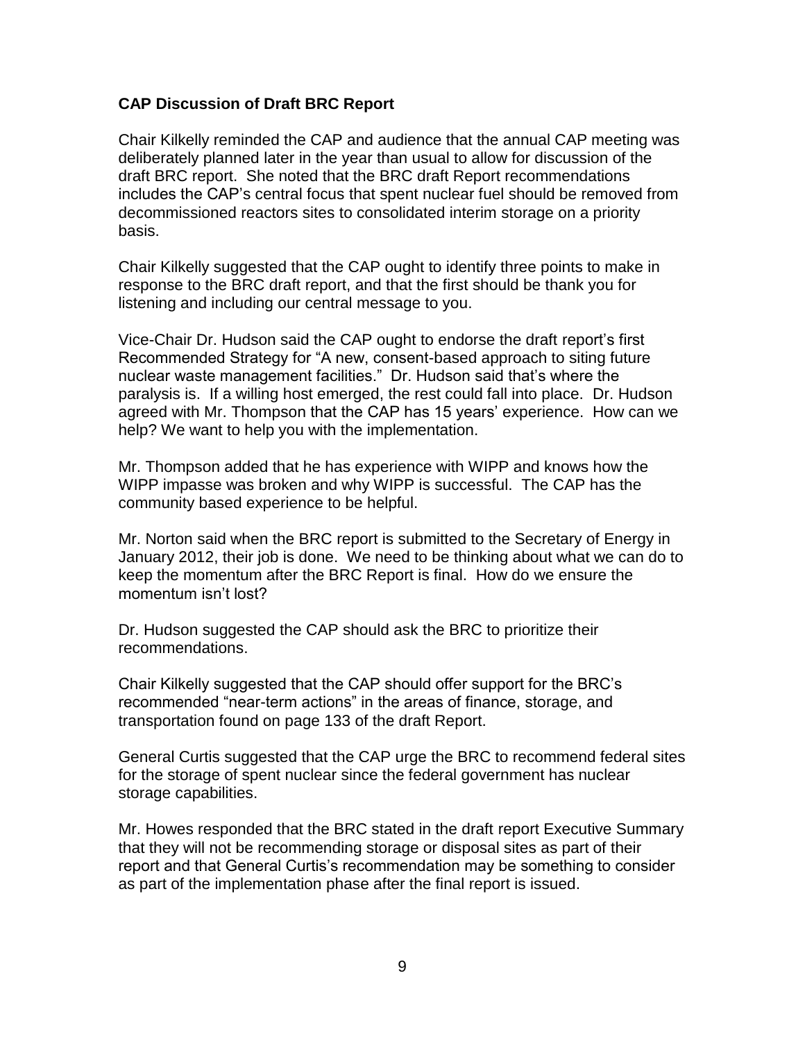**CAP Discussion of Draft BRC Report**

Chair Kilkelly reminded the CAP and audience that the annual CAP meeting was deliberately planned later in the year than usual to allow for discussion of the draft BRC report. She noted that the BRC draft Report recommendations includes the CAP's central focus that spent nuclear fuel should be removed from decommissioned reactors sites to consolidated interim storage on a priority basis.

Chair Kilkelly suggested that the CAP ought to identify three points to make in response to the BRC draft report, and that the first should be thank you for listening and including our central message to you.

Vice-Chair Dr. Hudson said the CAP ought to endorse the draft report's first Recommended Strategy for "A new, consent-based approach to siting future nuclear waste management facilities." Dr. Hudson said that's where the paralysis is. If a willing host emerged, the rest could fall into place. Dr. Hudson agreed with Mr. Thompson that the CAP has 15 years' experience. How can we help? We want to help you with the implementation.

Mr. Thompson added that he has experience with WIPP and knows how the WIPP impasse was broken and why WIPP is successful. The CAP has the community based experience to be helpful.

Mr. Norton said when the BRC report is submitted to the Secretary of Energy in January 2012, their job is done. We need to be thinking about what we can do to keep the momentum after the BRC Report is final. How do we ensure the momentum isn't lost?

Dr. Hudson suggested the CAP should ask the BRC to prioritize their recommendations.

Chair Kilkelly suggested that the CAP should offer support for the BRC's recommended "near-term actions" in the areas of finance, storage, and transportation found on page 133 of the draft Report.

General Curtis suggested that the CAP urge the BRC to recommend federal sites for the storage of spent nuclear since the federal government has nuclear storage capabilities.

Mr. Howes responded that the BRC stated in the draft report Executive Summary that they will not be recommending storage or disposal sites as part of their report and that General Curtis's recommendation may be something to consider as part of the implementation phase after the final report is issued.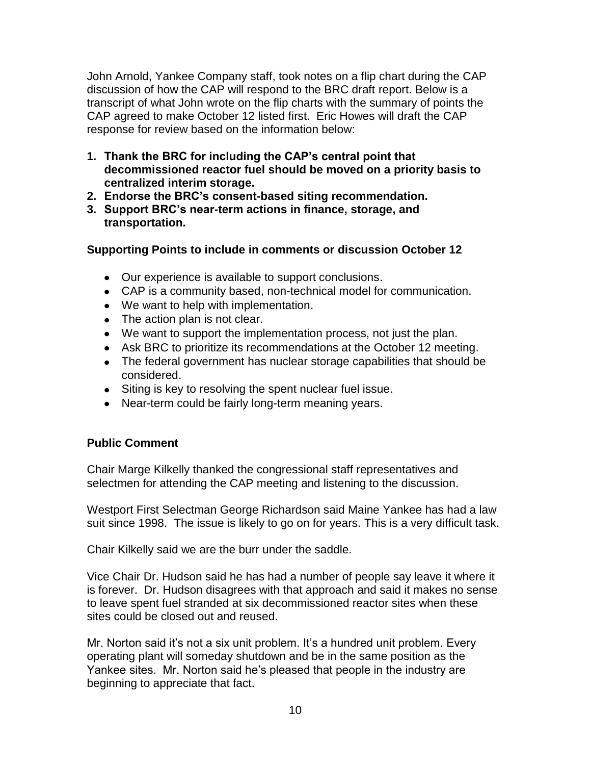John Arnold, Yankee Company staff, took notes on a flip chart during the CAP discussion of how the CAP will respond to the BRC draft report. Below is a transcript of what John wrote on the flip charts with the summary of points the CAP agreed to make October 12 listed first. Eric Howes will draft the CAP response for review based on the information below:

1. **Thank the BRC for including the CAP's central point that decommissioned reactor fuel should be moved on a priority basis to centralized interim storage.**
2. **Endorse the BRC's consent-based siting recommendation.**
3. **Support BRC's near-term actions in finance, storage, and transportation.**

**Supporting Points to include in comments or discussion October 12**

- Our experience is available to support conclusions.
- CAP is a community based, non-technical model for communication.
- We want to help with implementation.
- The action plan is not clear.
- We want to support the implementation process, not just the plan.
- Ask BRC to prioritize its recommendations at the October 12 meeting.
- The federal government has nuclear storage capabilities that should be considered.
- Siting is key to resolving the spent nuclear fuel issue.
- Near-term could be fairly long-term meaning years.

**Public Comment**

Chair Marge Kilkelly thanked the congressional staff representatives and selectmen for attending the CAP meeting and listening to the discussion.

Westport First Selectman George Richardson said Maine Yankee has had a law suit since 1998. The issue is likely to go on for years. This is a very difficult task.

Chair Kilkelly said we are the burr under the saddle.

Vice Chair Dr. Hudson said he has had a number of people say leave it where it is forever. Dr. Hudson disagrees with that approach and said it makes no sense to leave spent fuel stranded at six decommissioned reactor sites when these sites could be closed out and reused.

Mr. Norton said it's not a six unit problem. It's a hundred unit problem. Every operating plant will someday shutdown and be in the same position as the Yankee sites. Mr. Norton said he's pleased that people in the industry are beginning to appreciate that fact.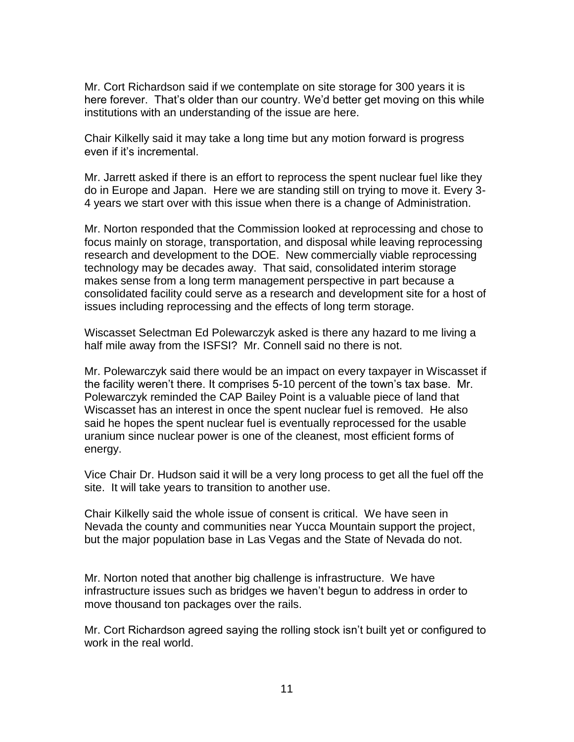Mr. Cort Richardson said if we contemplate on site storage for 300 years it is here forever. That's older than our country. We'd better get moving on this while institutions with an understanding of the issue are here.

Chair Kilkelly said it may take a long time but any motion forward is progress even if it's incremental.

Mr. Jarrett asked if there is an effort to reprocess the spent nuclear fuel like they do in Europe and Japan. Here we are standing still on trying to move it. Every 3-4 years we start over with this issue when there is a change of Administration.

Mr. Norton responded that the Commission looked at reprocessing and chose to focus mainly on storage, transportation, and disposal while leaving reprocessing research and development to the DOE. New commercially viable reprocessing technology may be decades away. That said, consolidated interim storage makes sense from a long term management perspective in part because a consolidated facility could serve as a research and development site for a host of issues including reprocessing and the effects of long term storage.

Wiscasset Selectman Ed Polewarczyk asked is there any hazard to me living a half mile away from the ISFSI? Mr. Connell said no there is not.

Mr. Polewarczyk said there would be an impact on every taxpayer in Wiscasset if the facility weren't there. It comprises 5-10 percent of the town's tax base. Mr. Polewarczyk reminded the CAP Bailey Point is a valuable piece of land that Wiscasset has an interest in once the spent nuclear fuel is removed. He also said he hopes the spent nuclear fuel is eventually reprocessed for the usable uranium since nuclear power is one of the cleanest, most efficient forms of energy.

Vice Chair Dr. Hudson said it will be a very long process to get all the fuel off the site. It will take years to transition to another use.

Chair Kilkelly said the whole issue of consent is critical. We have seen in Nevada the county and communities near Yucca Mountain support the project, but the major population base in Las Vegas and the State of Nevada do not.

Mr. Norton noted that another big challenge is infrastructure. We have infrastructure issues such as bridges we haven't begun to address in order to move thousand ton packages over the rails.

Mr. Cort Richardson agreed saying the rolling stock isn't built yet or configured to work in the real world.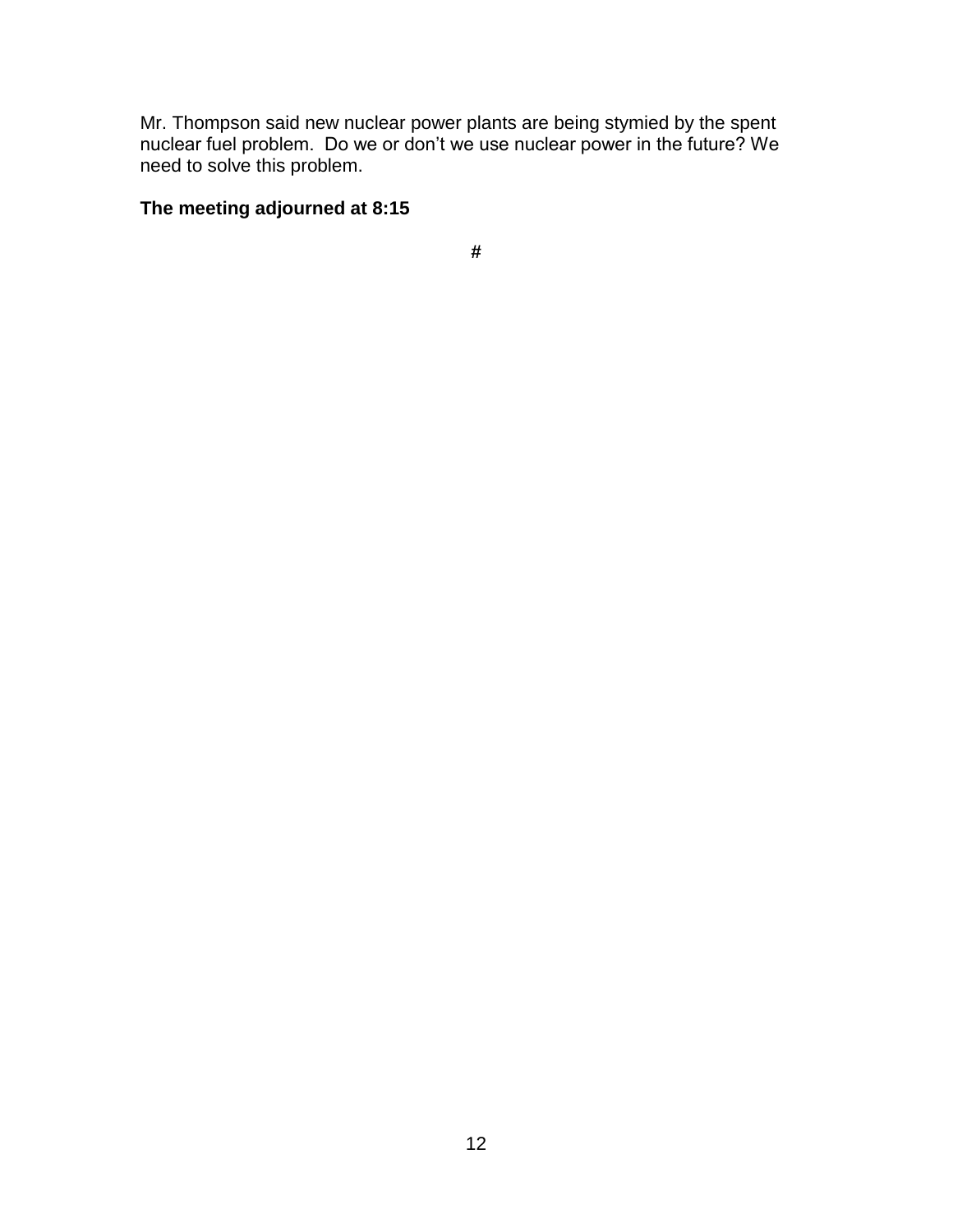Mr. Thompson said new nuclear power plants are being stymied by the spent nuclear fuel problem. Do we or don't we use nuclear power in the future? We need to solve this problem.

**The meeting adjourned at 8:15**

#